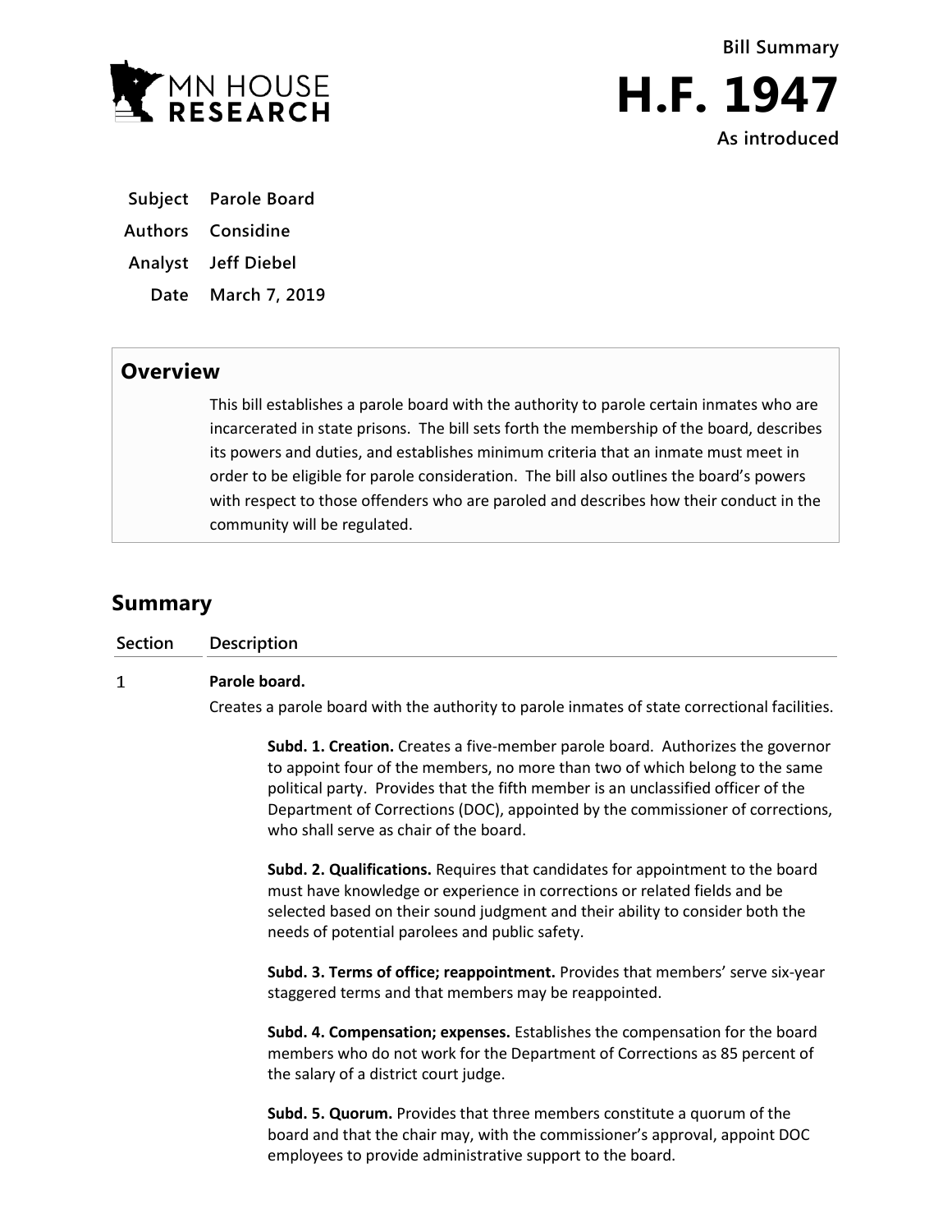MN HOUSE RESEARCH

Bill Summary

# H.F. 1947

As introduced

| | |
|---|---|
| **Subject** | **Parole Board** |
| **Authors** | **Considine** |
| **Analyst** | **Jeff Diebel** |
| **Date** | **March 7, 2019** |

## Overview

This bill establishes a parole board with the authority to parole certain inmates who are incarcerated in state prisons. The bill sets forth the membership of the board, describes its powers and duties, and establishes minimum criteria that an inmate must meet in order to be eligible for parole consideration. The bill also outlines the board's powers with respect to those offenders who are paroled and describes how their conduct in the community will be regulated.

## Summary

| Section | Description |
|---|---|

1 **Parole board.**

Creates a parole board with the authority to parole inmates of state correctional facilities.

**Subd. 1. Creation.** Creates a five-member parole board. Authorizes the governor to appoint four of the members, no more than two of which belong to the same political party. Provides that the fifth member is an unclassified officer of the Department of Corrections (DOC), appointed by the commissioner of corrections, who shall serve as chair of the board.

**Subd. 2. Qualifications.** Requires that candidates for appointment to the board must have knowledge or experience in corrections or related fields and be selected based on their sound judgment and their ability to consider both the needs of potential parolees and public safety.

**Subd. 3. Terms of office; reappointment.** Provides that members' serve six-year staggered terms and that members may be reappointed.

**Subd. 4. Compensation; expenses.** Establishes the compensation for the board members who do not work for the Department of Corrections as 85 percent of the salary of a district court judge.

**Subd. 5. Quorum.** Provides that three members constitute a quorum of the board and that the chair may, with the commissioner's approval, appoint DOC employees to provide administrative support to the board.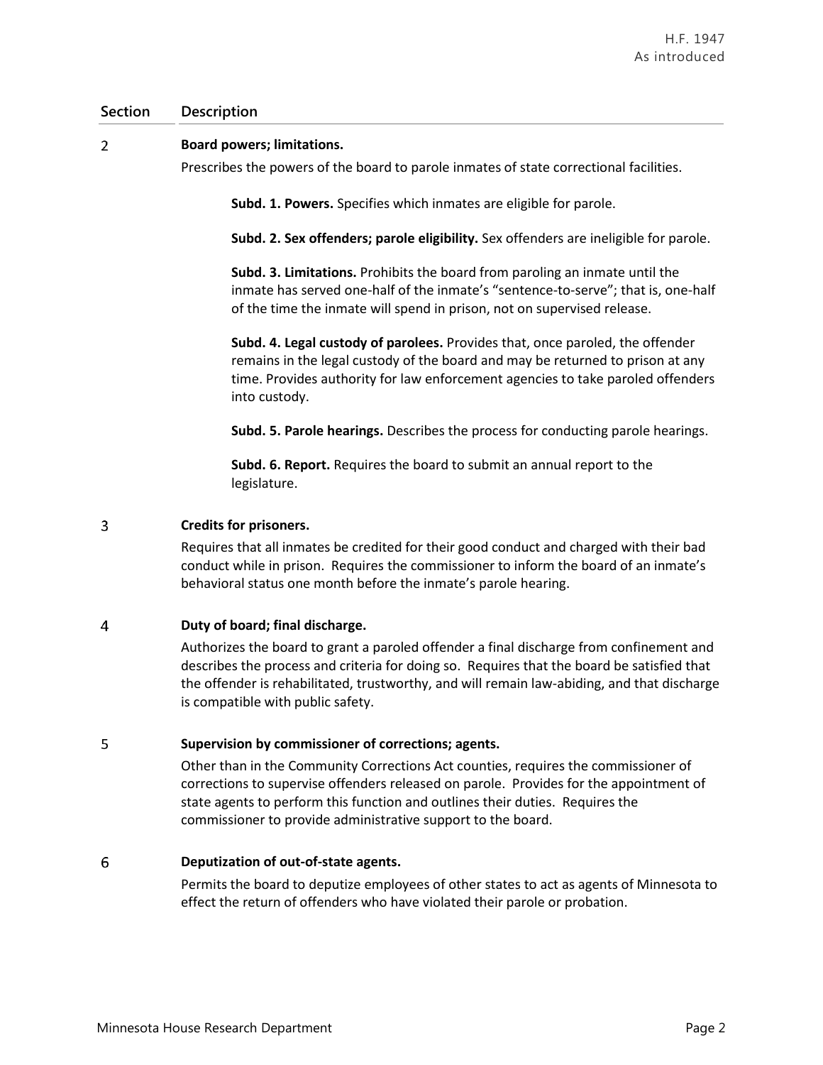| Section | Description |
|---|---|
| 2 | **Board powers; limitations.**<br>Prescribes the powers of the board to parole inmates of state correctional facilities.<br>**Subd. 1. Powers.** Specifies which inmates are eligible for parole.<br>**Subd. 2. Sex offenders; parole eligibility.** Sex offenders are ineligible for parole.<br>**Subd. 3. Limitations.** Prohibits the board from paroling an inmate until the inmate has served one-half of the inmate's "sentence-to-serve"; that is, one-half of the time the inmate will spend in prison, not on supervised release.<br>**Subd. 4. Legal custody of parolees.** Provides that, once paroled, the offender remains in the legal custody of the board and may be returned to prison at any time. Provides authority for law enforcement agencies to take paroled offenders into custody.<br>**Subd. 5. Parole hearings.** Describes the process for conducting parole hearings.<br>**Subd. 6. Report.** Requires the board to submit an annual report to the legislature. |
| 3 | **Credits for prisoners.**<br>Requires that all inmates be credited for their good conduct and charged with their bad conduct while in prison. Requires the commissioner to inform the board of an inmate's behavioral status one month before the inmate's parole hearing. |
| 4 | **Duty of board; final discharge.**<br>Authorizes the board to grant a paroled offender a final discharge from confinement and describes the process and criteria for doing so. Requires that the board be satisfied that the offender is rehabilitated, trustworthy, and will remain law-abiding, and that discharge is compatible with public safety. |
| 5 | **Supervision by commissioner of corrections; agents.**<br>Other than in the Community Corrections Act counties, requires the commissioner of corrections to supervise offenders released on parole. Provides for the appointment of state agents to perform this function and outlines their duties. Requires the commissioner to provide administrative support to the board. |
| 6 | **Deputization of out-of-state agents.**<br>Permits the board to deputize employees of other states to act as agents of Minnesota to effect the return of offenders who have violated their parole or probation. |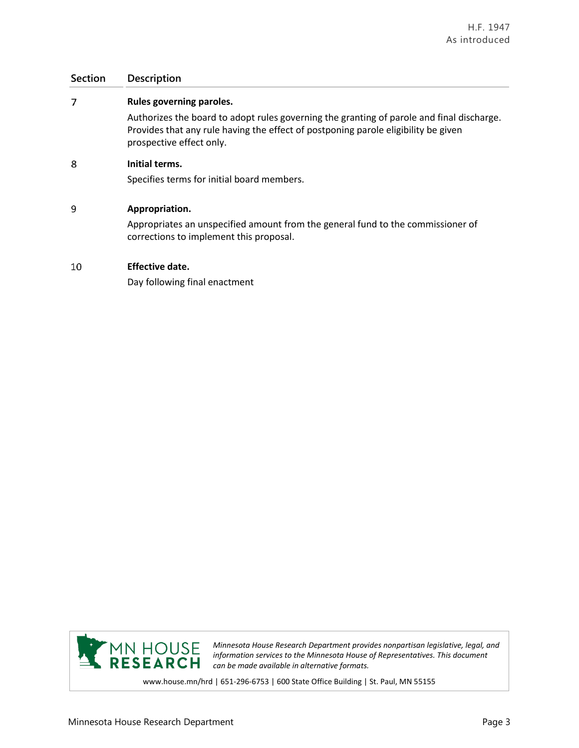| Section | Description |
|---|---|
| 7 | **Rules governing paroles.**<br>Authorizes the board to adopt rules governing the granting of parole and final discharge. Provides that any rule having the effect of postponing parole eligibility be given prospective effect only. |
| 8 | **Initial terms.**<br>Specifies terms for initial board members. |
| 9 | **Appropriation.**<br>Appropriates an unspecified amount from the general fund to the commissioner of corrections to implement this proposal. |
| 10 | **Effective date.**<br>Day following final enactment |

MN HOUSE RESEARCH

*Minnesota House Research Department provides nonpartisan legislative, legal, and information services to the Minnesota House of Representatives. This document can be made available in alternative formats.*

www.house.mn/hrd | 651-296-6753 | 600 State Office Building | St. Paul, MN 55155